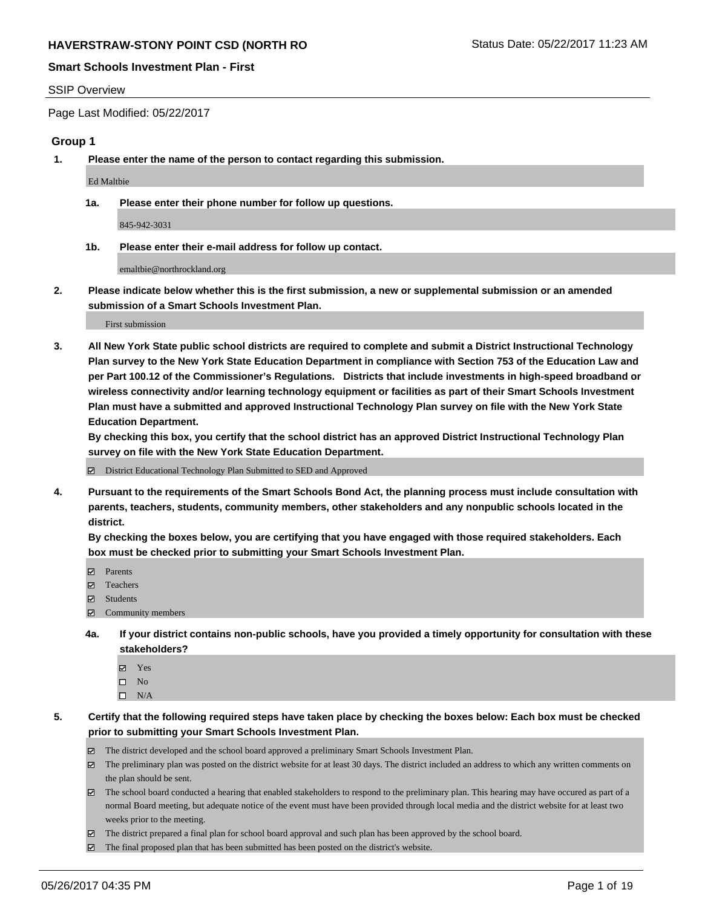# Smart Schools Investment Plan - First

## SSIP Overview

Page Last Modified: 05/22/2017

### Group 1

**1. Please enter the name of the person to contact regarding this submission.**

Ed Maltbie

**1a. Please enter their phone number for follow up questions.**

845-942-3031

**1b. Please enter their e-mail address for follow up contact.**

emaltbie@northrockland.org

**2. Please indicate below whether this is the first submission, a new or supplemental submission or an amended submission of a Smart Schools Investment Plan.**

First submission

**3. All New York State public school districts are required to complete and submit a District Instructional Technology Plan survey to the New York State Education Department in compliance with Section 753 of the Education Law and per Part 100.12 of the Commissioner's Regulations. Districts that include investments in high-speed broadband or wireless connectivity and/or learning technology equipment or facilities as part of their Smart Schools Investment Plan must have a submitted and approved Instructional Technology Plan survey on file with the New York State Education Department.**
**By checking this box, you certify that the school district has an approved District Instructional Technology Plan survey on file with the New York State Education Department.**

- [x] District Educational Technology Plan Submitted to SED and Approved

**4. Pursuant to the requirements of the Smart Schools Bond Act, the planning process must include consultation with parents, teachers, students, community members, other stakeholders and any nonpublic schools located in the district.**
**By checking the boxes below, you are certifying that you have engaged with those required stakeholders. Each box must be checked prior to submitting your Smart Schools Investment Plan.**

- [x] Parents
- [x] Teachers
- [x] Students
- [x] Community members

**4a. If your district contains non-public schools, have you provided a timely opportunity for consultation with these stakeholders?**

- [x] Yes
- [ ] No
- [ ] N/A

**5. Certify that the following required steps have taken place by checking the boxes below: Each box must be checked prior to submitting your Smart Schools Investment Plan.**

- [x] The district developed and the school board approved a preliminary Smart Schools Investment Plan.
- [x] The preliminary plan was posted on the district website for at least 30 days. The district included an address to which any written comments on the plan should be sent.
- [x] The school board conducted a hearing that enabled stakeholders to respond to the preliminary plan. This hearing may have occured as part of a normal Board meeting, but adequate notice of the event must have been provided through local media and the district website for at least two weeks prior to the meeting.
- [x] The district prepared a final plan for school board approval and such plan has been approved by the school board.
- [x] The final proposed plan that has been submitted has been posted on the district's website.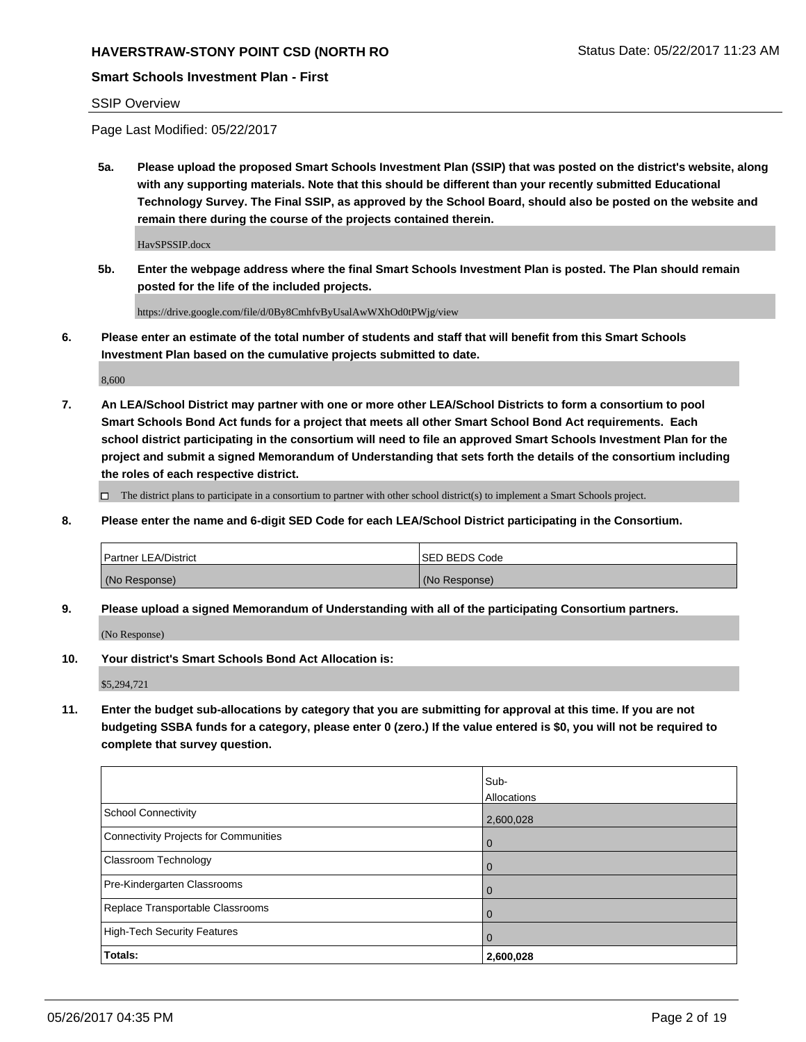SSIP Overview

Page Last Modified: 05/22/2017

**5a. Please upload the proposed Smart Schools Investment Plan (SSIP) that was posted on the district's website, along with any supporting materials. Note that this should be different than your recently submitted Educational Technology Survey. The Final SSIP, as approved by the School Board, should also be posted on the website and remain there during the course of the projects contained therein.**

HavSPSSIP.docx

**5b. Enter the webpage address where the final Smart Schools Investment Plan is posted. The Plan should remain posted for the life of the included projects.**

https://drive.google.com/file/d/0By8CmhfvByUsalAwWXhOd0tPWjg/view

**6. Please enter an estimate of the total number of students and staff that will benefit from this Smart Schools Investment Plan based on the cumulative projects submitted to date.**

8,600

**7. An LEA/School District may partner with one or more other LEA/School Districts to form a consortium to pool Smart Schools Bond Act funds for a project that meets all other Smart School Bond Act requirements. Each school district participating in the consortium will need to file an approved Smart Schools Investment Plan for the project and submit a signed Memorandum of Understanding that sets forth the details of the consortium including the roles of each respective district.**

☐ The district plans to participate in a consortium to partner with other school district(s) to implement a Smart Schools project.

**8. Please enter the name and 6-digit SED Code for each LEA/School District participating in the Consortium.**

| Partner LEA/District | SED BEDS Code |
|---|---|
| (No Response) | (No Response) |

**9. Please upload a signed Memorandum of Understanding with all of the participating Consortium partners.**

(No Response)

**10. Your district's Smart Schools Bond Act Allocation is:**

$5,294,721

**11. Enter the budget sub-allocations by category that you are submitting for approval at this time. If you are not budgeting SSBA funds for a category, please enter 0 (zero.) If the value entered is $0, you will not be required to complete that survey question.**

| | Sub-Allocations |
|---|---|
| School Connectivity | 2,600,028 |
| Connectivity Projects for Communities | 0 |
| Classroom Technology | 0 |
| Pre-Kindergarten Classrooms | 0 |
| Replace Transportable Classrooms | 0 |
| High-Tech Security Features | 0 |
| **Totals:** | **2,600,028** |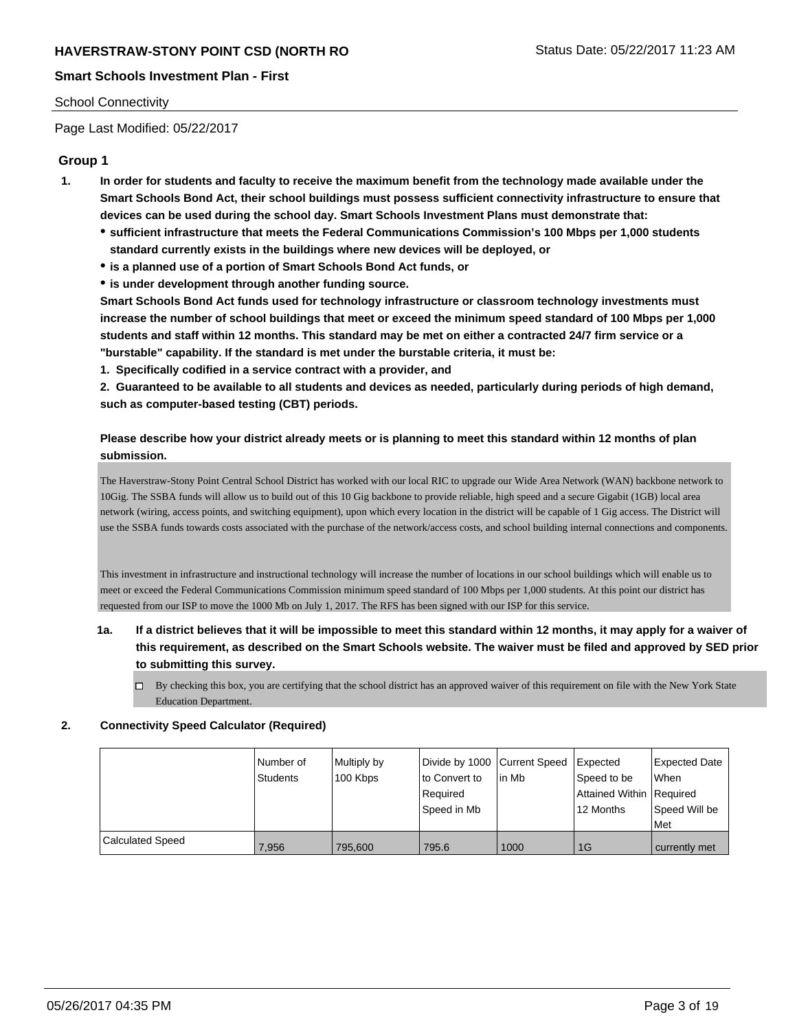School Connectivity

Page Last Modified: 05/22/2017

## Group 1

1. **In order for students and faculty to receive the maximum benefit from the technology made available under the Smart Schools Bond Act, their school buildings must possess sufficient connectivity infrastructure to ensure that devices can be used during the school day. Smart Schools Investment Plans must demonstrate that:**
   - **sufficient infrastructure that meets the Federal Communications Commission's 100 Mbps per 1,000 students standard currently exists in the buildings where new devices will be deployed, or**
   - **is a planned use of a portion of Smart Schools Bond Act funds, or**
   - **is under development through another funding source.**

   **Smart Schools Bond Act funds used for technology infrastructure or classroom technology investments must increase the number of school buildings that meet or exceed the minimum speed standard of 100 Mbps per 1,000 students and staff within 12 months. This standard may be met on either a contracted 24/7 firm service or a "burstable" capability. If the standard is met under the burstable criteria, it must be:**

   **1. Specifically codified in a service contract with a provider, and**

   **2. Guaranteed to be available to all students and devices as needed, particularly during periods of high demand, such as computer-based testing (CBT) periods.**

   **Please describe how your district already meets or is planning to meet this standard within 12 months of plan submission.**

   The Haverstraw-Stony Point Central School District has worked with our local RIC to upgrade our Wide Area Network (WAN) backbone network to 10Gig. The SSBA funds will allow us to build out of this 10 Gig backbone to provide reliable, high speed and a secure Gigabit (1GB) local area network (wiring, access points, and switching equipment), upon which every location in the district will be capable of 1 Gig access. The District will use the SSBA funds towards costs associated with the purchase of the network/access costs, and school building internal connections and components.

   This investment in infrastructure and instructional technology will increase the number of locations in our school buildings which will enable us to meet or exceed the Federal Communications Commission minimum speed standard of 100 Mbps per 1,000 students. At this point our district has requested from our ISP to move the 1000 Mb on July 1, 2017. The RFS has been signed with our ISP for this service.

   1a. **If a district believes that it will be impossible to meet this standard within 12 months, it may apply for a waiver of this requirement, as described on the Smart Schools website. The waiver must be filed and approved by SED prior to submitting this survey.**

   - ☐ By checking this box, you are certifying that the school district has an approved waiver of this requirement on file with the New York State Education Department.

2. **Connectivity Speed Calculator (Required)**

| | Number of Students | Multiply by 100 Kbps | Divide by 1000 to Convert to Required Speed in Mb | Current Speed in Mb | Expected Speed to be Attained Within 12 Months | Expected Date When Required Speed Will be Met |
|---|---|---|---|---|---|---|
| Calculated Speed | 7,956 | 795,600 | 795.6 | 1000 | 1G | currently met |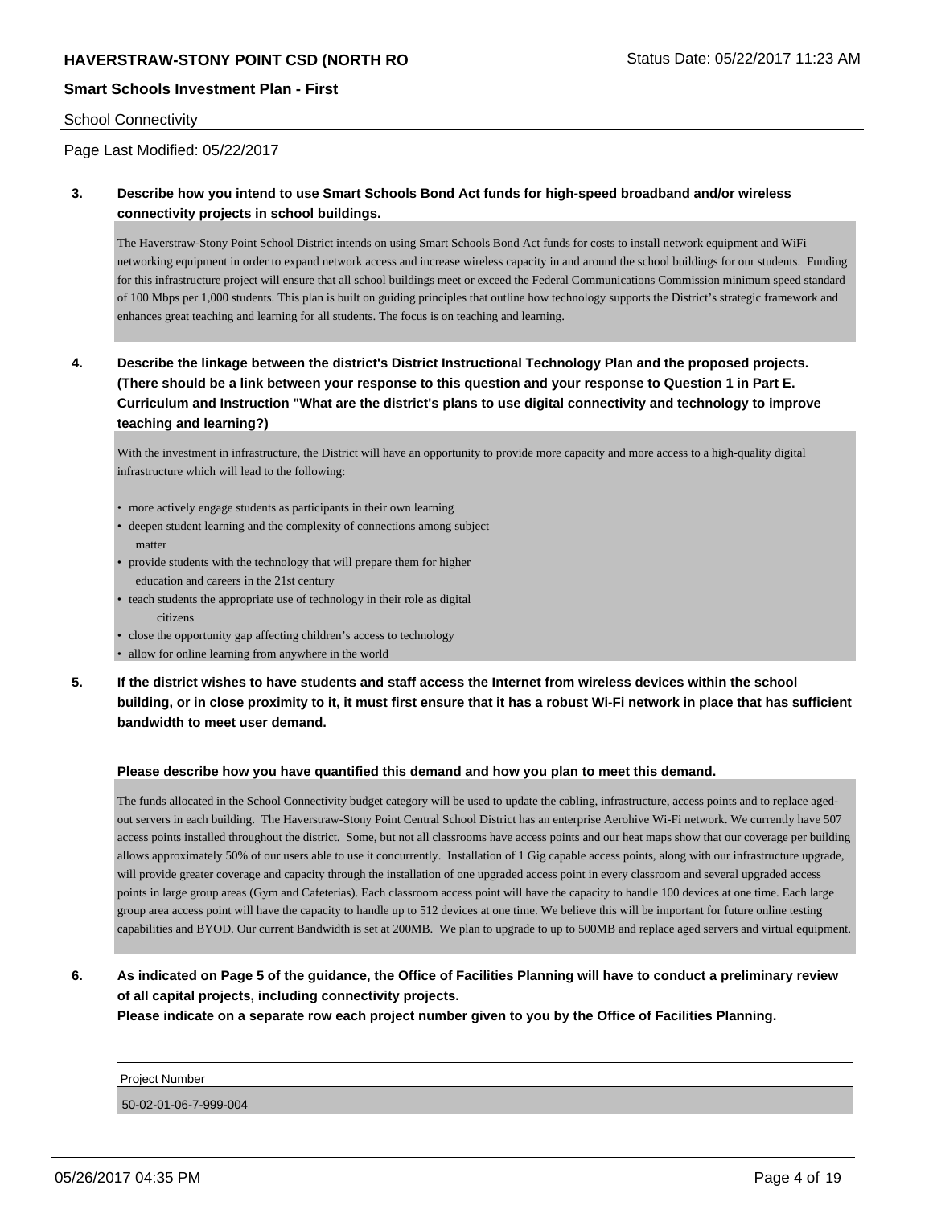School Connectivity

Page Last Modified: 05/22/2017

**3. Describe how you intend to use Smart Schools Bond Act funds for high-speed broadband and/or wireless connectivity projects in school buildings.**

The Haverstraw-Stony Point School District intends on using Smart Schools Bond Act funds for costs to install network equipment and WiFi networking equipment in order to expand network access and increase wireless capacity in and around the school buildings for our students. Funding for this infrastructure project will ensure that all school buildings meet or exceed the Federal Communications Commission minimum speed standard of 100 Mbps per 1,000 students. This plan is built on guiding principles that outline how technology supports the District's strategic framework and enhances great teaching and learning for all students. The focus is on teaching and learning.

**4. Describe the linkage between the district's District Instructional Technology Plan and the proposed projects. (There should be a link between your response to this question and your response to Question 1 in Part E. Curriculum and Instruction "What are the district's plans to use digital connectivity and technology to improve teaching and learning?)**

With the investment in infrastructure, the District will have an opportunity to provide more capacity and more access to a high-quality digital infrastructure which will lead to the following:

- more actively engage students as participants in their own learning
- deepen student learning and the complexity of connections among subject matter
- provide students with the technology that will prepare them for higher education and careers in the 21st century
- teach students the appropriate use of technology in their role as digital citizens
- close the opportunity gap affecting children's access to technology
- allow for online learning from anywhere in the world

**5. If the district wishes to have students and staff access the Internet from wireless devices within the school building, or in close proximity to it, it must first ensure that it has a robust Wi-Fi network in place that has sufficient bandwidth to meet user demand.**

**Please describe how you have quantified this demand and how you plan to meet this demand.**

The funds allocated in the School Connectivity budget category will be used to update the cabling, infrastructure, access points and to replace aged-out servers in each building. The Haverstraw-Stony Point Central School District has an enterprise Aerohive Wi-Fi network. We currently have 507 access points installed throughout the district. Some, but not all classrooms have access points and our heat maps show that our coverage per building allows approximately 50% of our users able to use it concurrently. Installation of 1 Gig capable access points, along with our infrastructure upgrade, will provide greater coverage and capacity through the installation of one upgraded access point in every classroom and several upgraded access points in large group areas (Gym and Cafeterias). Each classroom access point will have the capacity to handle 100 devices at one time. Each large group area access point will have the capacity to handle up to 512 devices at one time. We believe this will be important for future online testing capabilities and BYOD. Our current Bandwidth is set at 200MB. We plan to upgrade to up to 500MB and replace aged servers and virtual equipment.

**6. As indicated on Page 5 of the guidance, the Office of Facilities Planning will have to conduct a preliminary review of all capital projects, including connectivity projects.**
**Please indicate on a separate row each project number given to you by the Office of Facilities Planning.**

| Project Number |
|---|
| 50-02-01-06-7-999-004 |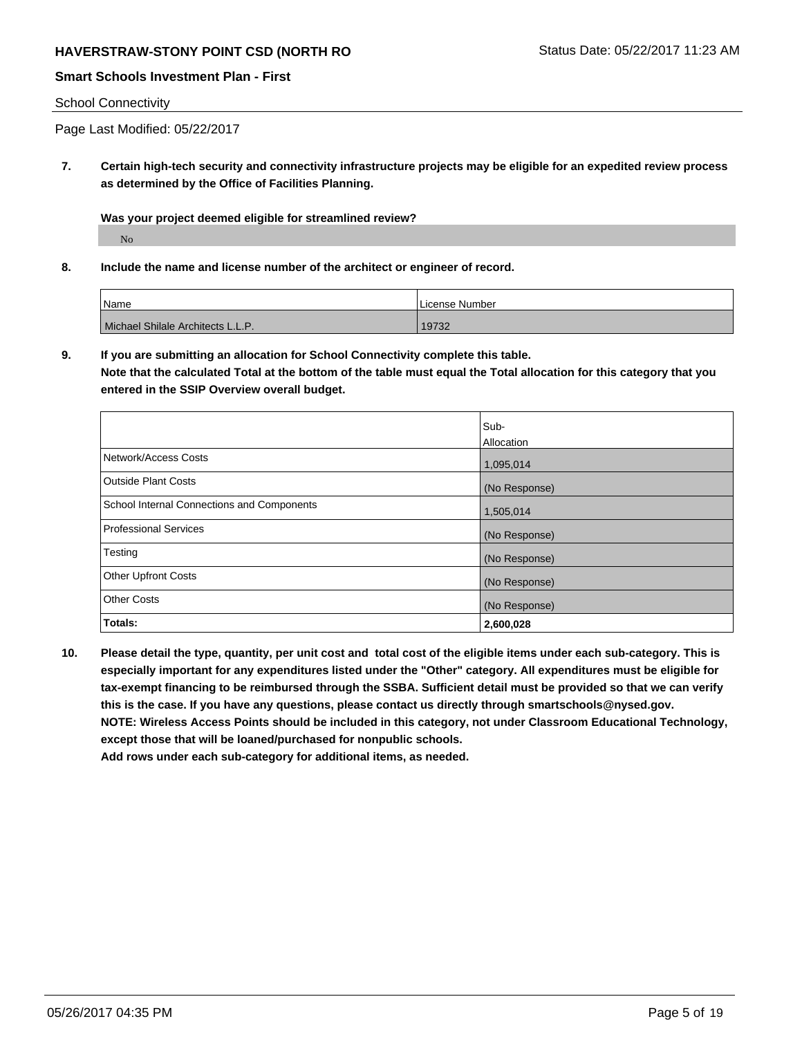School Connectivity

Page Last Modified: 05/22/2017

**7. Certain high-tech security and connectivity infrastructure projects may be eligible for an expedited review process as determined by the Office of Facilities Planning.**

**Was your project deemed eligible for streamlined review?**

No

**8. Include the name and license number of the architect or engineer of record.**

| Name | License Number |
| --- | --- |
| Michael Shilale Architects L.L.P. | 19732 |

**9. If you are submitting an allocation for School Connectivity complete this table. Note that the calculated Total at the bottom of the table must equal the Total allocation for this category that you entered in the SSIP Overview overall budget.**

| | Sub-Allocation |
| --- | --- |
| Network/Access Costs | 1,095,014 |
| Outside Plant Costs | (No Response) |
| School Internal Connections and Components | 1,505,014 |
| Professional Services | (No Response) |
| Testing | (No Response) |
| Other Upfront Costs | (No Response) |
| Other Costs | (No Response) |
| **Totals:** | **2,600,028** |

**10. Please detail the type, quantity, per unit cost and total cost of the eligible items under each sub-category. This is especially important for any expenditures listed under the "Other" category. All expenditures must be eligible for tax-exempt financing to be reimbursed through the SSBA. Sufficient detail must be provided so that we can verify this is the case. If you have any questions, please contact us directly through smartschools@nysed.gov.**
**NOTE: Wireless Access Points should be included in this category, not under Classroom Educational Technology, except those that will be loaned/purchased for nonpublic schools.**
**Add rows under each sub-category for additional items, as needed.**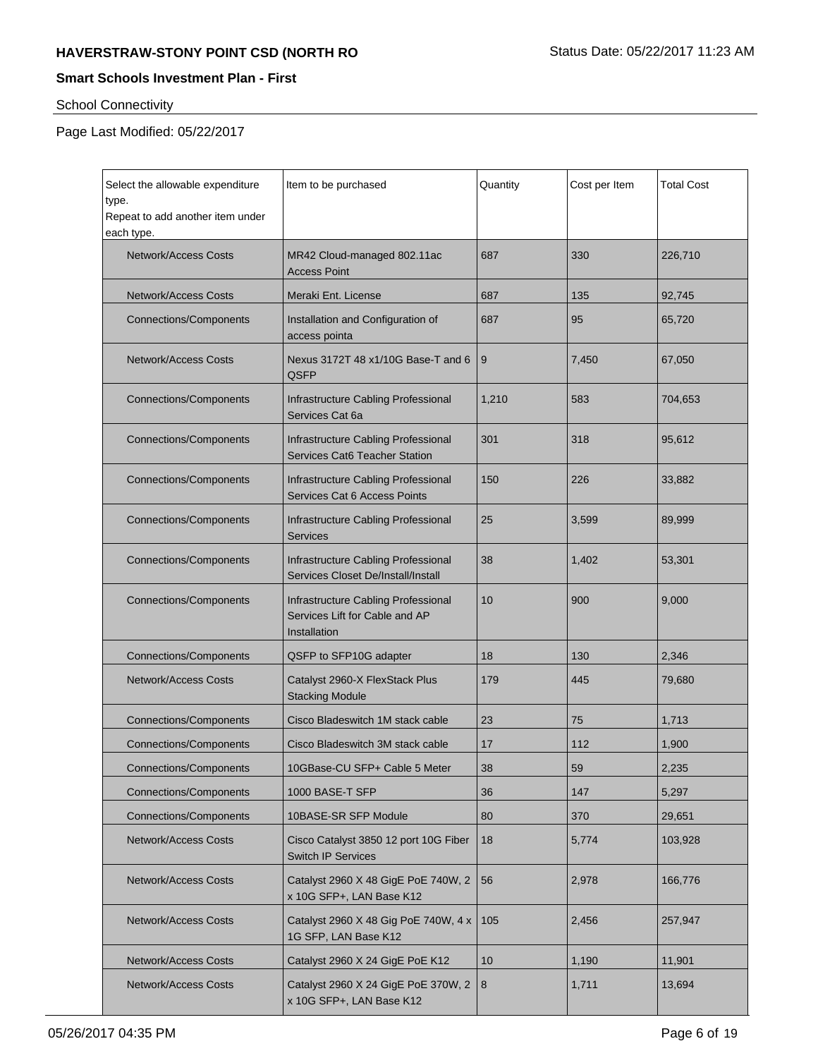# HAVERSTRAW-STONY POINT CSD (NORTH RO

Status Date: 05/22/2017 11:23 AM

## Smart Schools Investment Plan - First

School Connectivity

Page Last Modified: 05/22/2017

| Select the allowable expenditure type. Repeat to add another item under each type. | Item to be purchased | Quantity | Cost per Item | Total Cost |
|---|---|---|---|---|
| Network/Access Costs | MR42 Cloud-managed 802.11ac Access Point | 687 | 330 | 226,710 |
| Network/Access Costs | Meraki Ent. License | 687 | 135 | 92,745 |
| Connections/Components | Installation and Configuration of access pointa | 687 | 95 | 65,720 |
| Network/Access Costs | Nexus 3172T 48 x1/10G Base-T and 6 QSFP | 9 | 7,450 | 67,050 |
| Connections/Components | Infrastructure Cabling Professional Services Cat 6a | 1,210 | 583 | 704,653 |
| Connections/Components | Infrastructure Cabling Professional Services Cat6 Teacher Station | 301 | 318 | 95,612 |
| Connections/Components | Infrastructure Cabling Professional Services Cat 6 Access Points | 150 | 226 | 33,882 |
| Connections/Components | Infrastructure Cabling Professional Services | 25 | 3,599 | 89,999 |
| Connections/Components | Infrastructure Cabling Professional Services Closet De/Install/Install | 38 | 1,402 | 53,301 |
| Connections/Components | Infrastructure Cabling Professional Services Lift for Cable and AP Installation | 10 | 900 | 9,000 |
| Connections/Components | QSFP to SFP10G adapter | 18 | 130 | 2,346 |
| Network/Access Costs | Catalyst 2960-X FlexStack Plus Stacking Module | 179 | 445 | 79,680 |
| Connections/Components | Cisco Bladeswitch 1M stack cable | 23 | 75 | 1,713 |
| Connections/Components | Cisco Bladeswitch 3M stack cable | 17 | 112 | 1,900 |
| Connections/Components | 10GBase-CU SFP+ Cable 5 Meter | 38 | 59 | 2,235 |
| Connections/Components | 1000 BASE-T SFP | 36 | 147 | 5,297 |
| Connections/Components | 10BASE-SR SFP Module | 80 | 370 | 29,651 |
| Network/Access Costs | Cisco Catalyst 3850 12 port 10G Fiber Switch IP Services | 18 | 5,774 | 103,928 |
| Network/Access Costs | Catalyst 2960 X 48 GigE PoE 740W, 2 x 10G SFP+, LAN Base K12 | 56 | 2,978 | 166,776 |
| Network/Access Costs | Catalyst 2960 X 48 Gig PoE 740W, 4 x 1G SFP, LAN Base K12 | 105 | 2,456 | 257,947 |
| Network/Access Costs | Catalyst 2960 X 24 GigE PoE K12 | 10 | 1,190 | 11,901 |
| Network/Access Costs | Catalyst 2960 X 24 GigE PoE 370W, 2 x 10G SFP+, LAN Base K12 | 8 | 1,711 | 13,694 |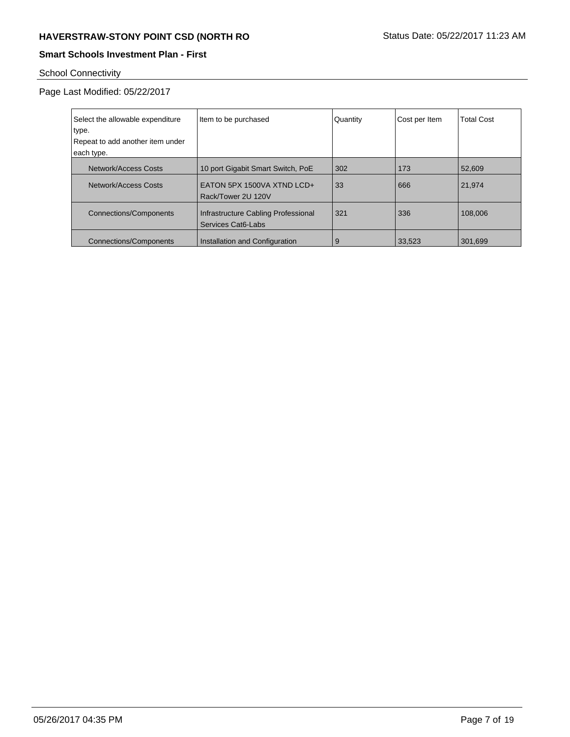School Connectivity

Page Last Modified: 05/22/2017

| Select the allowable expenditure type. Repeat to add another item under each type. | Item to be purchased | Quantity | Cost per Item | Total Cost |
|---|---|---|---|---|
| Network/Access Costs | 10 port Gigabit Smart Switch, PoE | 302 | 173 | 52,609 |
| Network/Access Costs | EATON 5PX 1500VA XTND LCD+ Rack/Tower 2U 120V | 33 | 666 | 21,974 |
| Connections/Components | Infrastructure Cabling Professional Services Cat6-Labs | 321 | 336 | 108,006 |
| Connections/Components | Installation and Configuration | 9 | 33,523 | 301,699 |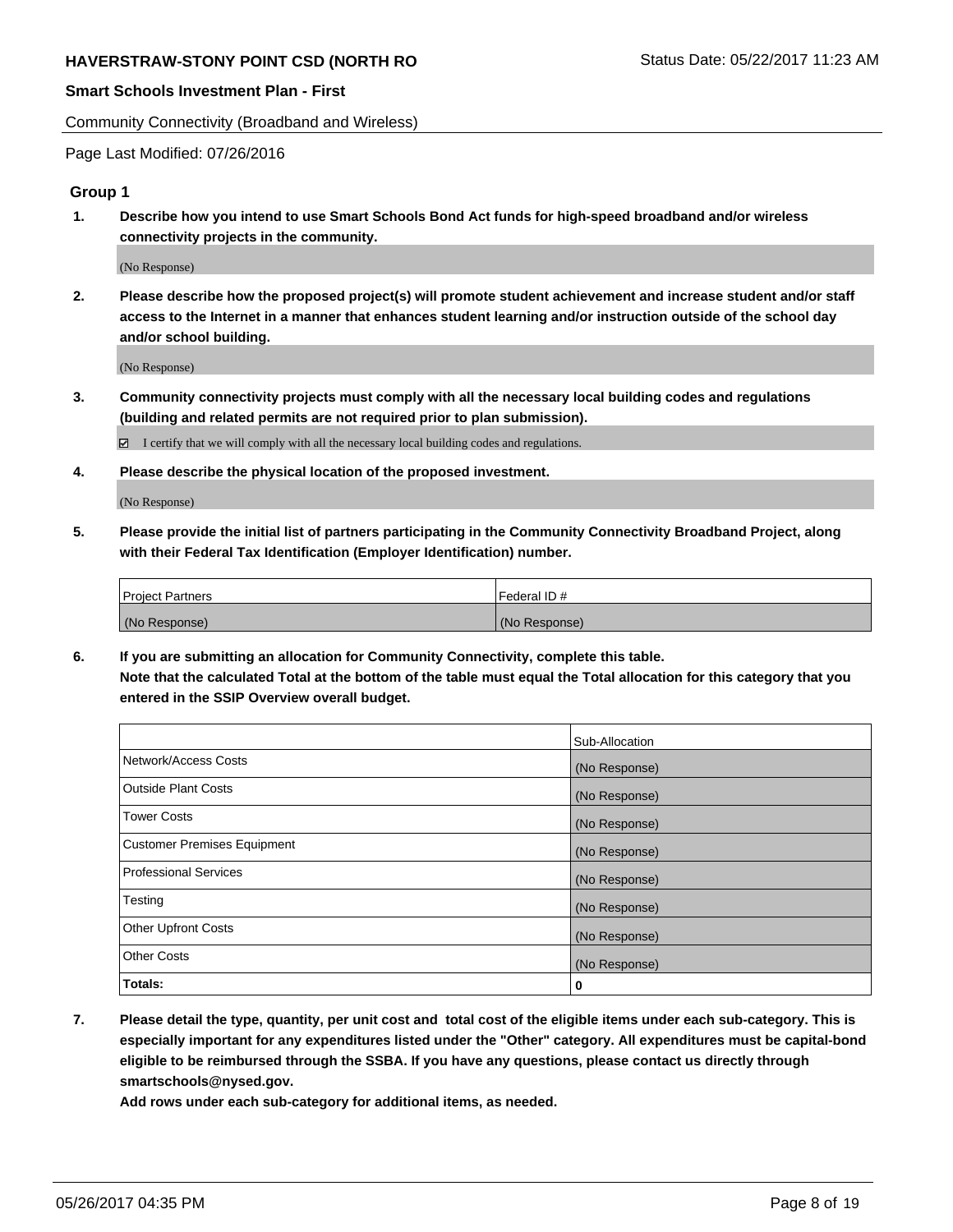Community Connectivity (Broadband and Wireless)

Page Last Modified: 07/26/2016

### Group 1

**1. Describe how you intend to use Smart Schools Bond Act funds for high-speed broadband and/or wireless connectivity projects in the community.**

(No Response)

**2. Please describe how the proposed project(s) will promote student achievement and increase student and/or staff access to the Internet in a manner that enhances student learning and/or instruction outside of the school day and/or school building.**

(No Response)

**3. Community connectivity projects must comply with all the necessary local building codes and regulations (building and related permits are not required prior to plan submission).**

☑ I certify that we will comply with all the necessary local building codes and regulations.

**4. Please describe the physical location of the proposed investment.**

(No Response)

**5. Please provide the initial list of partners participating in the Community Connectivity Broadband Project, along with their Federal Tax Identification (Employer Identification) number.**

| Project Partners | Federal ID # |
|---|---|
| (No Response) | (No Response) |

**6. If you are submitting an allocation for Community Connectivity, complete this table. Note that the calculated Total at the bottom of the table must equal the Total allocation for this category that you entered in the SSIP Overview overall budget.**

| | Sub-Allocation |
|---|---|
| Network/Access Costs | (No Response) |
| Outside Plant Costs | (No Response) |
| Tower Costs | (No Response) |
| Customer Premises Equipment | (No Response) |
| Professional Services | (No Response) |
| Testing | (No Response) |
| Other Upfront Costs | (No Response) |
| Other Costs | (No Response) |
| **Totals:** | **0** |

**7. Please detail the type, quantity, per unit cost and total cost of the eligible items under each sub-category. This is especially important for any expenditures listed under the "Other" category. All expenditures must be capital-bond eligible to be reimbursed through the SSBA. If you have any questions, please contact us directly through smartschools@nysed.gov.**

**Add rows under each sub-category for additional items, as needed.**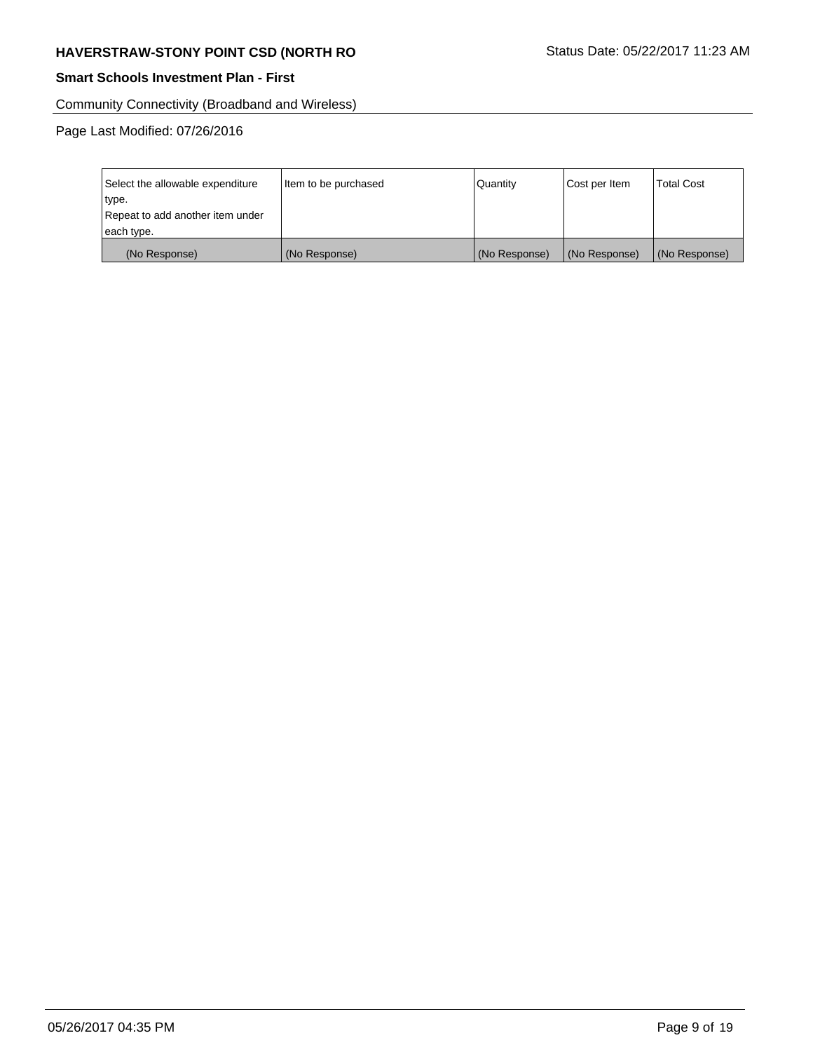Community Connectivity (Broadband and Wireless)

Page Last Modified: 07/26/2016

| Select the allowable expenditure type.<br>Repeat to add another item under each type. | Item to be purchased | Quantity | Cost per Item | Total Cost |
| --- | --- | --- | --- | --- |
| (No Response) | (No Response) | (No Response) | (No Response) | (No Response) |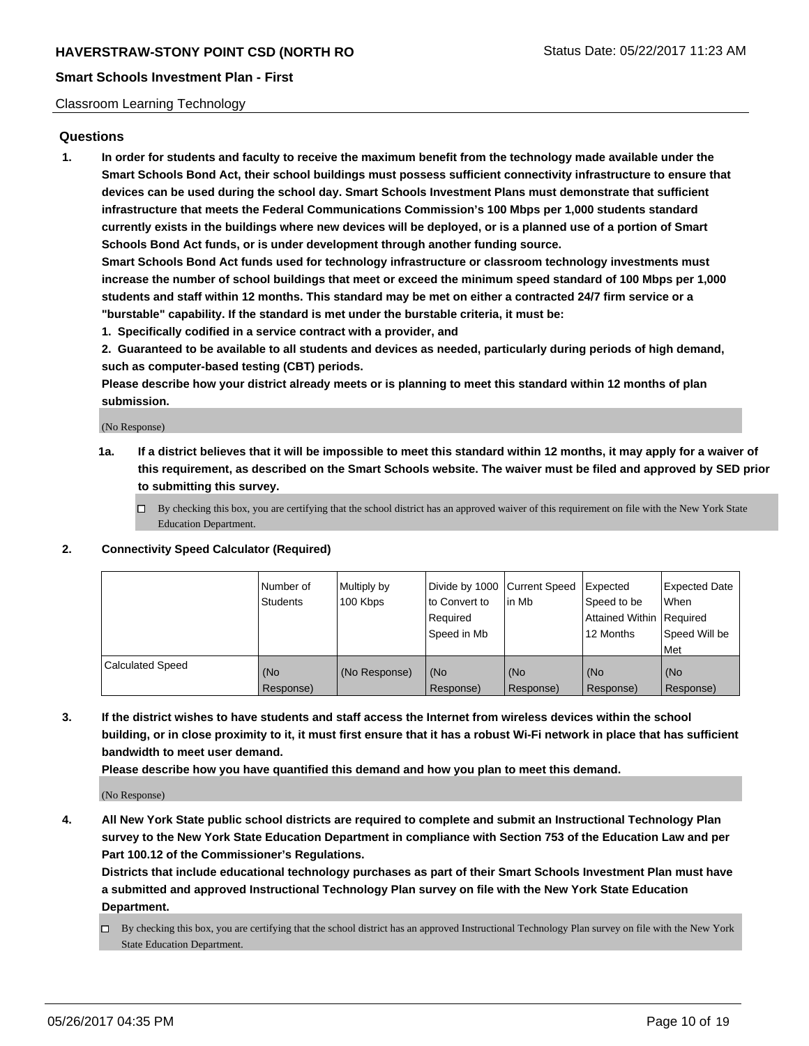Classroom Learning Technology

## Questions

1. **In order for students and faculty to receive the maximum benefit from the technology made available under the Smart Schools Bond Act, their school buildings must possess sufficient connectivity infrastructure to ensure that devices can be used during the school day. Smart Schools Investment Plans must demonstrate that sufficient infrastructure that meets the Federal Communications Commission's 100 Mbps per 1,000 students standard currently exists in the buildings where new devices will be deployed, or is a planned use of a portion of Smart Schools Bond Act funds, or is under development through another funding source.**

   **Smart Schools Bond Act funds used for technology infrastructure or classroom technology investments must increase the number of school buildings that meet or exceed the minimum speed standard of 100 Mbps per 1,000 students and staff within 12 months. This standard may be met on either a contracted 24/7 firm service or a "burstable" capability. If the standard is met under the burstable criteria, it must be:**

   **1. Specifically codified in a service contract with a provider, and**

   **2. Guaranteed to be available to all students and devices as needed, particularly during periods of high demand, such as computer-based testing (CBT) periods.**

   **Please describe how your district already meets or is planning to meet this standard within 12 months of plan submission.**

   (No Response)

   1a. **If a district believes that it will be impossible to meet this standard within 12 months, it may apply for a waiver of this requirement, as described on the Smart Schools website. The waiver must be filed and approved by SED prior to submitting this survey.**

   ☐ By checking this box, you are certifying that the school district has an approved waiver of this requirement on file with the New York State Education Department.

2. **Connectivity Speed Calculator (Required)**

| | Number of Students | Multiply by 100 Kbps | Divide by 1000 to Convert to Required Speed in Mb | Current Speed in Mb | Expected Speed to be Attained Within 12 Months | Expected Date When Required Speed Will be Met |
|---|---|---|---|---|---|---|
| Calculated Speed | (No Response) | (No Response) | (No Response) | (No Response) | (No Response) | (No Response) |

3. **If the district wishes to have students and staff access the Internet from wireless devices within the school building, or in close proximity to it, it must first ensure that it has a robust Wi-Fi network in place that has sufficient bandwidth to meet user demand.**

   **Please describe how you have quantified this demand and how you plan to meet this demand.**

   (No Response)

4. **All New York State public school districts are required to complete and submit an Instructional Technology Plan survey to the New York State Education Department in compliance with Section 753 of the Education Law and per Part 100.12 of the Commissioner's Regulations.**

   **Districts that include educational technology purchases as part of their Smart Schools Investment Plan must have a submitted and approved Instructional Technology Plan survey on file with the New York State Education Department.**

   ☐ By checking this box, you are certifying that the school district has an approved Instructional Technology Plan survey on file with the New York State Education Department.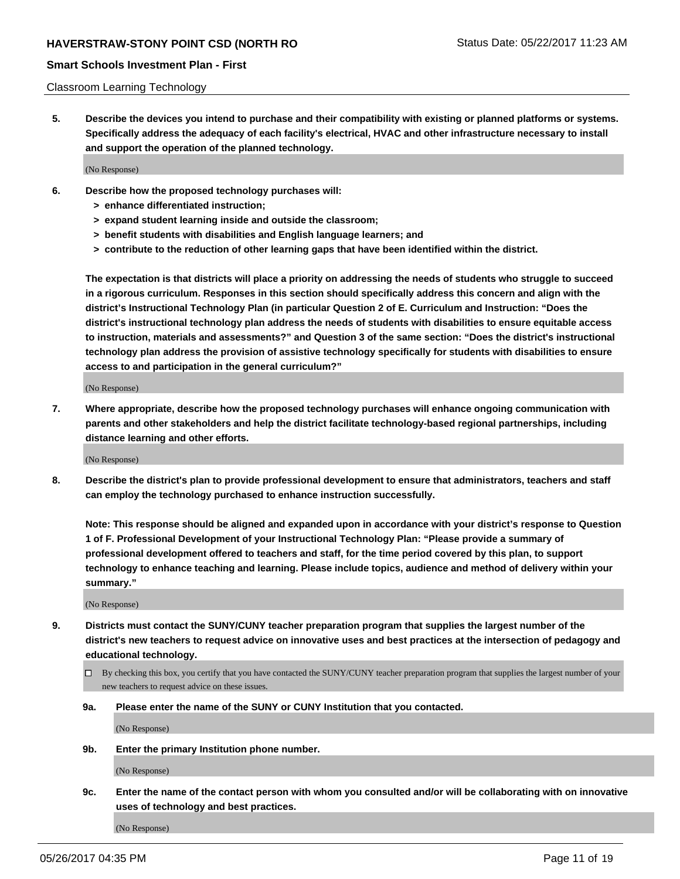Classroom Learning Technology

**5. Describe the devices you intend to purchase and their compatibility with existing or planned platforms or systems. Specifically address the adequacy of each facility's electrical, HVAC and other infrastructure necessary to install and support the operation of the planned technology.**

(No Response)

**6. Describe how the proposed technology purchases will:**

**> enhance differentiated instruction;**
**> expand student learning inside and outside the classroom;**
**> benefit students with disabilities and English language learners; and**
**> contribute to the reduction of other learning gaps that have been identified within the district.**

**The expectation is that districts will place a priority on addressing the needs of students who struggle to succeed in a rigorous curriculum. Responses in this section should specifically address this concern and align with the district's Instructional Technology Plan (in particular Question 2 of E. Curriculum and Instruction: "Does the district's instructional technology plan address the needs of students with disabilities to ensure equitable access to instruction, materials and assessments?" and Question 3 of the same section: "Does the district's instructional technology plan address the provision of assistive technology specifically for students with disabilities to ensure access to and participation in the general curriculum?"**

(No Response)

**7. Where appropriate, describe how the proposed technology purchases will enhance ongoing communication with parents and other stakeholders and help the district facilitate technology-based regional partnerships, including distance learning and other efforts.**

(No Response)

**8. Describe the district's plan to provide professional development to ensure that administrators, teachers and staff can employ the technology purchased to enhance instruction successfully.**

**Note: This response should be aligned and expanded upon in accordance with your district's response to Question 1 of F. Professional Development of your Instructional Technology Plan: "Please provide a summary of professional development offered to teachers and staff, for the time period covered by this plan, to support technology to enhance teaching and learning. Please include topics, audience and method of delivery within your summary."**

(No Response)

**9. Districts must contact the SUNY/CUNY teacher preparation program that supplies the largest number of the district's new teachers to request advice on innovative uses and best practices at the intersection of pedagogy and educational technology.**

☐ By checking this box, you certify that you have contacted the SUNY/CUNY teacher preparation program that supplies the largest number of your new teachers to request advice on these issues.

**9a. Please enter the name of the SUNY or CUNY Institution that you contacted.**

(No Response)

**9b. Enter the primary Institution phone number.**

(No Response)

**9c. Enter the name of the contact person with whom you consulted and/or will be collaborating with on innovative uses of technology and best practices.**

(No Response)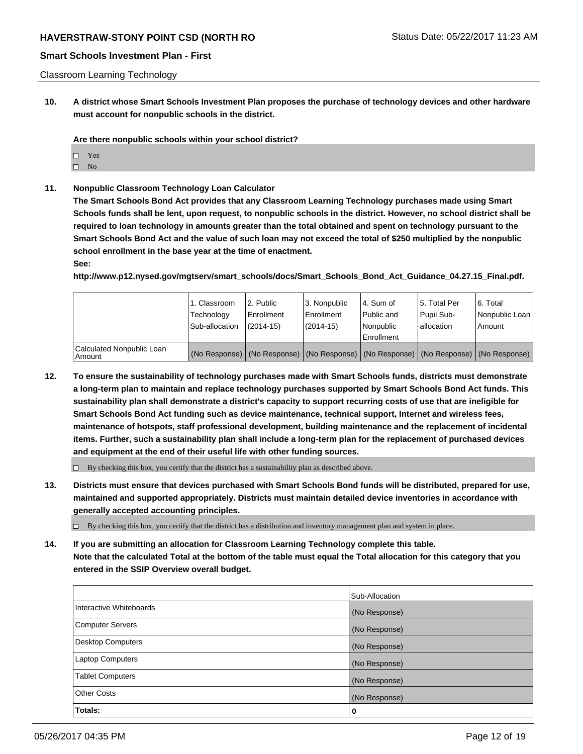Classroom Learning Technology

**10. A district whose Smart Schools Investment Plan proposes the purchase of technology devices and other hardware must account for nonpublic schools in the district.**

**Are there nonpublic schools within your school district?**

- ☐ Yes
- ☐ No

**11. Nonpublic Classroom Technology Loan Calculator**

**The Smart Schools Bond Act provides that any Classroom Learning Technology purchases made using Smart Schools funds shall be lent, upon request, to nonpublic schools in the district. However, no school district shall be required to loan technology in amounts greater than the total obtained and spent on technology pursuant to the Smart Schools Bond Act and the value of such loan may not exceed the total of $250 multiplied by the nonpublic school enrollment in the base year at the time of enactment.**

**See:**

**http://www.p12.nysed.gov/mgtserv/smart_schools/docs/Smart_Schools_Bond_Act_Guidance_04.27.15_Final.pdf.**

| | 1. Classroom Technology Sub-allocation | 2. Public Enrollment (2014-15) | 3. Nonpublic Enrollment (2014-15) | 4. Sum of Public and Nonpublic Enrollment | 5. Total Per Pupil Sub-allocation | 6. Total Nonpublic Loan Amount |
|---|---|---|---|---|---|---|
| Calculated Nonpublic Loan Amount | (No Response) | (No Response) | (No Response) | (No Response) | (No Response) | (No Response) |

**12. To ensure the sustainability of technology purchases made with Smart Schools funds, districts must demonstrate a long-term plan to maintain and replace technology purchases supported by Smart Schools Bond Act funds. This sustainability plan shall demonstrate a district's capacity to support recurring costs of use that are ineligible for Smart Schools Bond Act funding such as device maintenance, technical support, Internet and wireless fees, maintenance of hotspots, staff professional development, building maintenance and the replacement of incidental items. Further, such a sustainability plan shall include a long-term plan for the replacement of purchased devices and equipment at the end of their useful life with other funding sources.**

- ☐ By checking this box, you certify that the district has a sustainability plan as described above.

**13. Districts must ensure that devices purchased with Smart Schools Bond funds will be distributed, prepared for use, maintained and supported appropriately. Districts must maintain detailed device inventories in accordance with generally accepted accounting principles.**

- ☐ By checking this box, you certify that the district has a distribution and inventory management plan and system in place.

**14. If you are submitting an allocation for Classroom Learning Technology complete this table. Note that the calculated Total at the bottom of the table must equal the Total allocation for this category that you entered in the SSIP Overview overall budget.**

| | Sub-Allocation |
|---|---|
| Interactive Whiteboards | (No Response) |
| Computer Servers | (No Response) |
| Desktop Computers | (No Response) |
| Laptop Computers | (No Response) |
| Tablet Computers | (No Response) |
| Other Costs | (No Response) |
| **Totals:** | **0** |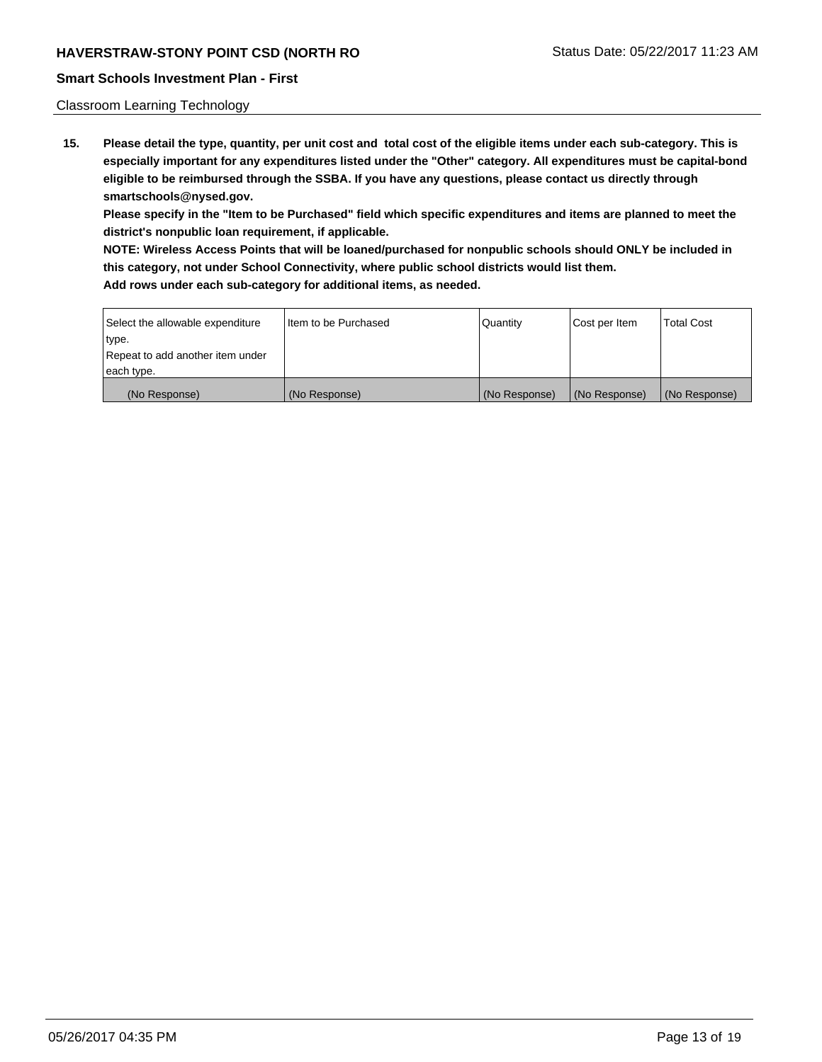Classroom Learning Technology

**15. Please detail the type, quantity, per unit cost and total cost of the eligible items under each sub-category. This is especially important for any expenditures listed under the "Other" category. All expenditures must be capital-bond eligible to be reimbursed through the SSBA. If you have any questions, please contact us directly through smartschools@nysed.gov.**

**Please specify in the "Item to be Purchased" field which specific expenditures and items are planned to meet the district's nonpublic loan requirement, if applicable.**

**NOTE: Wireless Access Points that will be loaned/purchased for nonpublic schools should ONLY be included in this category, not under School Connectivity, where public school districts would list them.**

**Add rows under each sub-category for additional items, as needed.**

| Select the allowable expenditure type. Repeat to add another item under each type. | Item to be Purchased | Quantity | Cost per Item | Total Cost |
|---|---|---|---|---|
| (No Response) | (No Response) | (No Response) | (No Response) | (No Response) |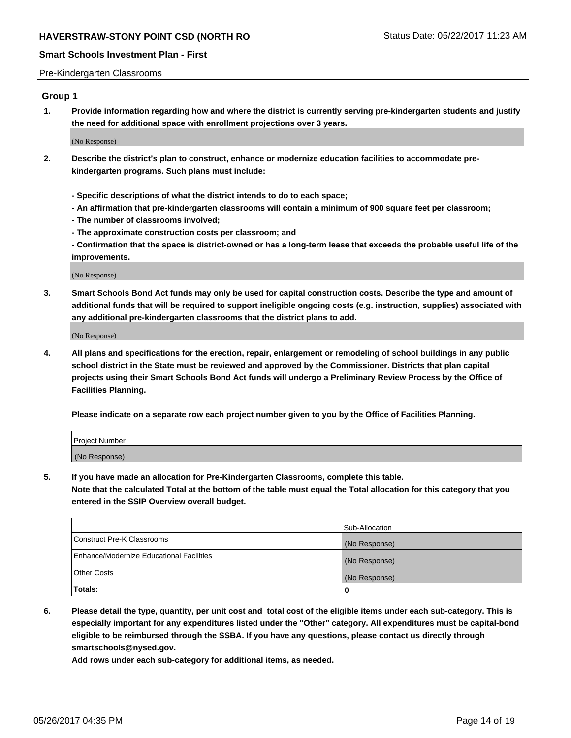Pre-Kindergarten Classrooms

## Group 1

**1. Provide information regarding how and where the district is currently serving pre-kindergarten students and justify the need for additional space with enrollment projections over 3 years.**

(No Response)

**2. Describe the district's plan to construct, enhance or modernize education facilities to accommodate pre-kindergarten programs. Such plans must include:**

**- Specific descriptions of what the district intends to do to each space;**

**- An affirmation that pre-kindergarten classrooms will contain a minimum of 900 square feet per classroom;**

**- The number of classrooms involved;**

**- The approximate construction costs per classroom; and**

**- Confirmation that the space is district-owned or has a long-term lease that exceeds the probable useful life of the improvements.**

(No Response)

**3. Smart Schools Bond Act funds may only be used for capital construction costs. Describe the type and amount of additional funds that will be required to support ineligible ongoing costs (e.g. instruction, supplies) associated with any additional pre-kindergarten classrooms that the district plans to add.**

(No Response)

**4. All plans and specifications for the erection, repair, enlargement or remodeling of school buildings in any public school district in the State must be reviewed and approved by the Commissioner. Districts that plan capital projects using their Smart Schools Bond Act funds will undergo a Preliminary Review Process by the Office of Facilities Planning.**

**Please indicate on a separate row each project number given to you by the Office of Facilities Planning.**

| Project Number |
| --- |
| (No Response) |

**5. If you have made an allocation for Pre-Kindergarten Classrooms, complete this table.**
**Note that the calculated Total at the bottom of the table must equal the Total allocation for this category that you entered in the SSIP Overview overall budget.**

| | Sub-Allocation |
| --- | --- |
| Construct Pre-K Classrooms | (No Response) |
| Enhance/Modernize Educational Facilities | (No Response) |
| Other Costs | (No Response) |
| **Totals:** | **0** |

**6. Please detail the type, quantity, per unit cost and total cost of the eligible items under each sub-category. This is especially important for any expenditures listed under the "Other" category. All expenditures must be capital-bond eligible to be reimbursed through the SSBA. If you have any questions, please contact us directly through smartschools@nysed.gov.**
**Add rows under each sub-category for additional items, as needed.**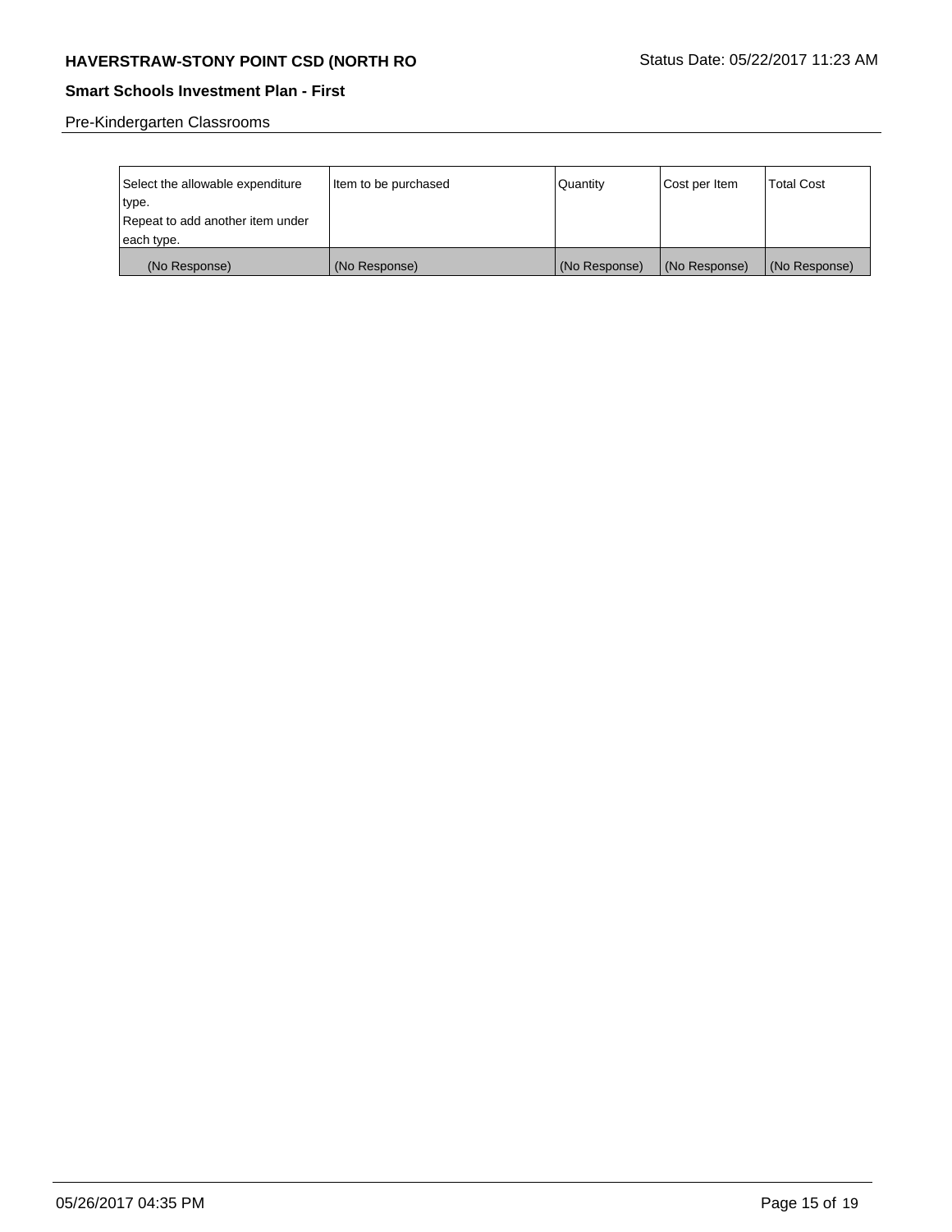Pre-Kindergarten Classrooms

| Select the allowable expenditure type. Repeat to add another item under each type. | Item to be purchased | Quantity | Cost per Item | Total Cost |
|---|---|---|---|---|
| (No Response) | (No Response) | (No Response) | (No Response) | (No Response) |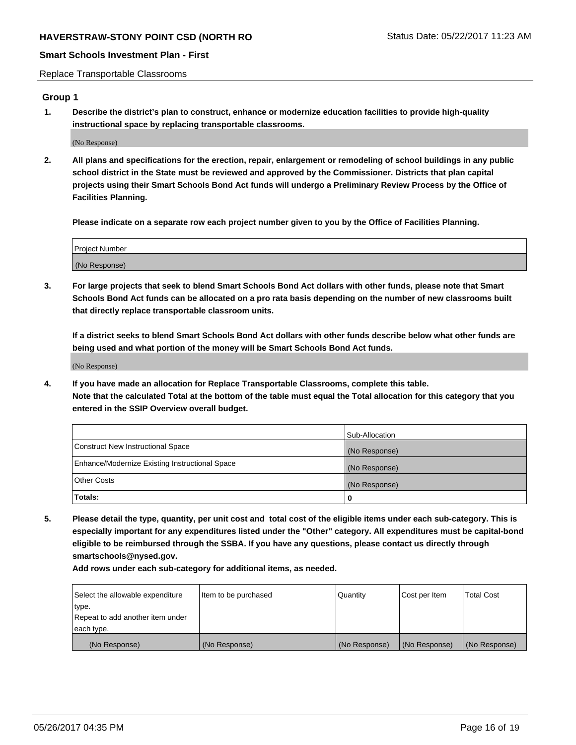Replace Transportable Classrooms

## Group 1

**1. Describe the district's plan to construct, enhance or modernize education facilities to provide high-quality instructional space by replacing transportable classrooms.**

(No Response)

**2. All plans and specifications for the erection, repair, enlargement or remodeling of school buildings in any public school district in the State must be reviewed and approved by the Commissioner. Districts that plan capital projects using their Smart Schools Bond Act funds will undergo a Preliminary Review Process by the Office of Facilities Planning.**

**Please indicate on a separate row each project number given to you by the Office of Facilities Planning.**

| Project Number |
|---|
| (No Response) |

**3. For large projects that seek to blend Smart Schools Bond Act dollars with other funds, please note that Smart Schools Bond Act funds can be allocated on a pro rata basis depending on the number of new classrooms built that directly replace transportable classroom units.**

**If a district seeks to blend Smart Schools Bond Act dollars with other funds describe below what other funds are being used and what portion of the money will be Smart Schools Bond Act funds.**

(No Response)

**4. If you have made an allocation for Replace Transportable Classrooms, complete this table. Note that the calculated Total at the bottom of the table must equal the Total allocation for this category that you entered in the SSIP Overview overall budget.**

| | Sub-Allocation |
|---|---|
| Construct New Instructional Space | (No Response) |
| Enhance/Modernize Existing Instructional Space | (No Response) |
| Other Costs | (No Response) |
| **Totals:** | **0** |

**5. Please detail the type, quantity, per unit cost and total cost of the eligible items under each sub-category. This is especially important for any expenditures listed under the "Other" category. All expenditures must be capital-bond eligible to be reimbursed through the SSBA. If you have any questions, please contact us directly through smartschools@nysed.gov.**

**Add rows under each sub-category for additional items, as needed.**

| Select the allowable expenditure type. Repeat to add another item under each type. | Item to be purchased | Quantity | Cost per Item | Total Cost |
|---|---|---|---|---|
| (No Response) | (No Response) | (No Response) | (No Response) | (No Response) |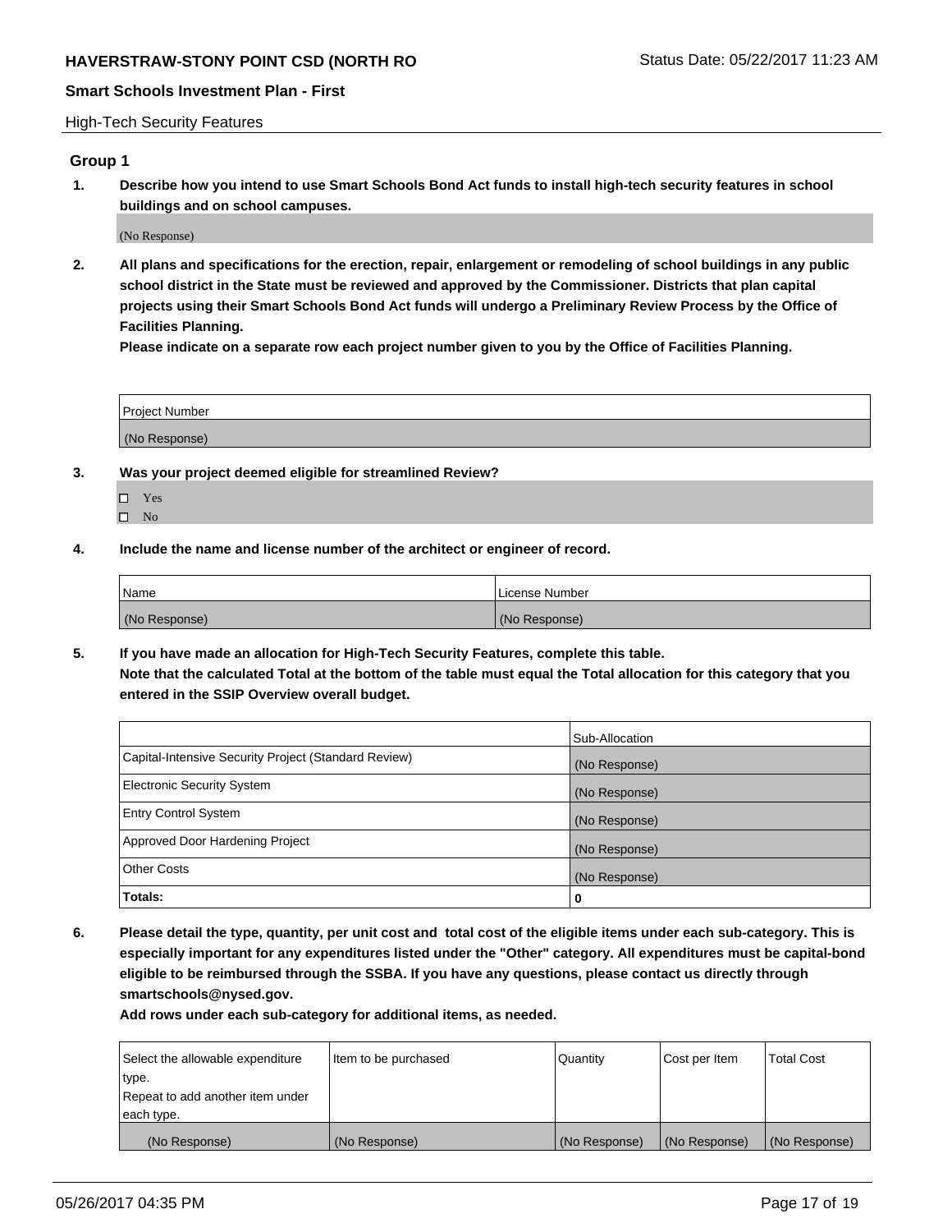High-Tech Security Features

## Group 1

**1. Describe how you intend to use Smart Schools Bond Act funds to install high-tech security features in school buildings and on school campuses.**

(No Response)

**2. All plans and specifications for the erection, repair, enlargement or remodeling of school buildings in any public school district in the State must be reviewed and approved by the Commissioner. Districts that plan capital projects using their Smart Schools Bond Act funds will undergo a Preliminary Review Process by the Office of Facilities Planning.**

**Please indicate on a separate row each project number given to you by the Office of Facilities Planning.**

| Project Number |
|---|
| (No Response) |

**3. Was your project deemed eligible for streamlined Review?**

- ☐ Yes
- ☐ No

**4. Include the name and license number of the architect or engineer of record.**

| Name | License Number |
|---|---|
| (No Response) | (No Response) |

**5. If you have made an allocation for High-Tech Security Features, complete this table.**
**Note that the calculated Total at the bottom of the table must equal the Total allocation for this category that you entered in the SSIP Overview overall budget.**

| | Sub-Allocation |
|---|---|
| Capital-Intensive Security Project (Standard Review) | (No Response) |
| Electronic Security System | (No Response) |
| Entry Control System | (No Response) |
| Approved Door Hardening Project | (No Response) |
| Other Costs | (No Response) |
| **Totals:** | **0** |

**6. Please detail the type, quantity, per unit cost and total cost of the eligible items under each sub-category. This is especially important for any expenditures listed under the "Other" category. All expenditures must be capital-bond eligible to be reimbursed through the SSBA. If you have any questions, please contact us directly through smartschools@nysed.gov.**

**Add rows under each sub-category for additional items, as needed.**

| Select the allowable expenditure type. Repeat to add another item under each type. | Item to be purchased | Quantity | Cost per Item | Total Cost |
|---|---|---|---|---|
| (No Response) | (No Response) | (No Response) | (No Response) | (No Response) |